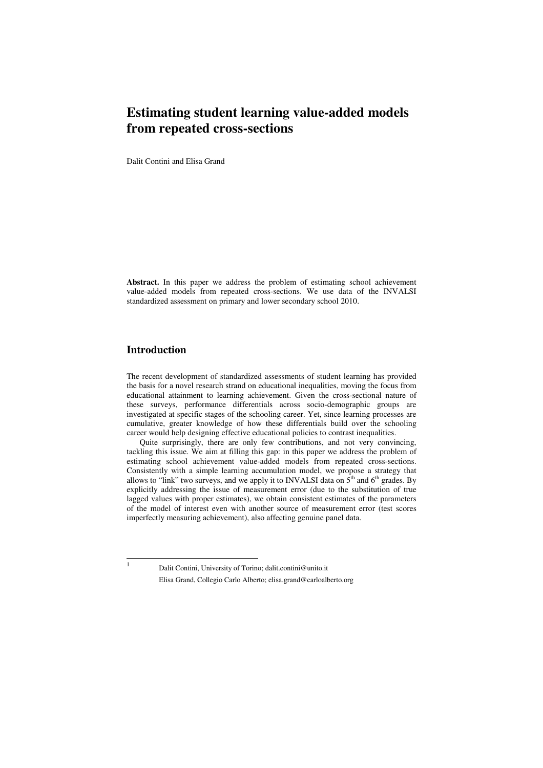# Estimating student learning value-added models from repeated cross-sections

Dalit Contini and Elisa Grand

**Abstract.** In this paper we address the problem of estimating school achievement value-added models from repeated cross-sections. We use data of the INVALSI standardized assessment on primary and lower secondary school 2010.

## Introduction

The recent development of standardized assessments of student learning has provided the basis for a novel research strand on educational inequalities, moving the focus from educational attainment to learning achievement. Given the cross-sectional nature of these surveys, performance differentials across socio-demographic groups are investigated at specific stages of the schooling career. Yet, since learning processes are cumulative, greater knowledge of how these differentials build over the schooling career would help designing effective educational policies to contrast inequalities.

Quite surprisingly, there are only few contributions, and not very convincing, tackling this issue. We aim at filling this gap: in this paper we address the problem of estimating school achievement value-added models from repeated cross-sections. Consistently with a simple learning accumulation model, we propose a strategy that allows to "link" two surveys, and we apply it to INVALSI data on 5th and 6th grades. By explicitly addressing the issue of measurement error (due to the substitution of true lagged values with proper estimates), we obtain consistent estimates of the parameters of the model of interest even with another source of measurement error (test scores imperfectly measuring achievement), also affecting genuine panel data.

[1] Dalit Contini, University of Torino; dalit.contini@unito.it
Elisa Grand, Collegio Carlo Alberto; elisa.grand@carloalberto.org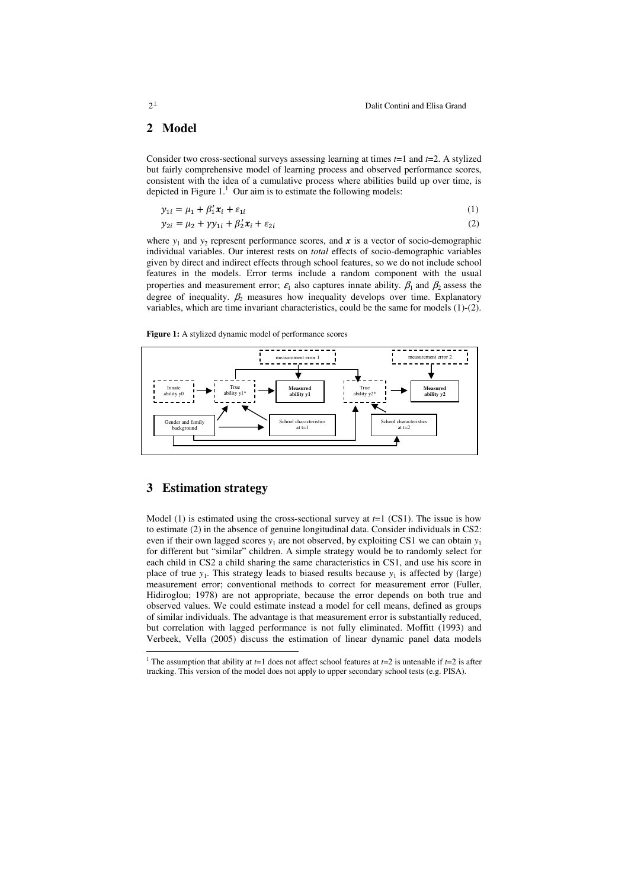## 2 Model

Consider two cross-sectional surveys assessing learning at times $t$=1 and $t$=2. A stylized but fairly comprehensive model of learning process and observed performance scores, consistent with the idea of a cumulative process where abilities build up over time, is depicted in Figure 1.[1] Our aim is to estimate the following models:

$$y_{1i} = \mu_1 + \beta_1' \boldsymbol{x}_i + \varepsilon_{1i} \tag{1}$$

$$y_{2i} = \mu_2 + \gamma y_{1i} + \beta_2' \boldsymbol{x}_i + \varepsilon_{2i} \tag{2}$$

where $y_1$ and $y_2$ represent performance scores, and $\boldsymbol{x}$ is a vector of socio-demographic individual variables. Our interest rests on *total* effects of socio-demographic variables given by direct and indirect effects through school features, so we do not include school features in the models. Error terms include a random component with the usual properties and measurement error; $\varepsilon_1$ also captures innate ability. $\beta_1$ and $\beta_2$ assess the degree of inequality. $\beta_2$ measures how inequality develops over time. Explanatory variables, which are time invariant characteristics, could be the same for models (1)-(2).

**Figure 1:** A stylized dynamic model of performance scores

## 3 Estimation strategy

Model (1) is estimated using the cross-sectional survey at $t$=1 (CS1). The issue is how to estimate (2) in the absence of genuine longitudinal data. Consider individuals in CS2: even if their own lagged scores $y_1$ are not observed, by exploiting CS1 we can obtain $y_1$ for different but "similar" children. A simple strategy would be to randomly select for each child in CS2 a child sharing the same characteristics in CS1, and use his score in place of true $y_1$. This strategy leads to biased results because $y_1$ is affected by (large) measurement error; conventional methods to correct for measurement error (Fuller, Hidiroglou; 1978) are not appropriate, because the error depends on both true and observed values. We could estimate instead a model for cell means, defined as groups of similar individuals. The advantage is that measurement error is substantially reduced, but correlation with lagged performance is not fully eliminated. Moffitt (1993) and Verbeek, Vella (2005) discuss the estimation of linear dynamic panel data models

[1] The assumption that ability at $t$=1 does not affect school features at $t$=2 is untenable if $t$=2 is after tracking. This version of the model does not apply to upper secondary school tests (e.g. PISA).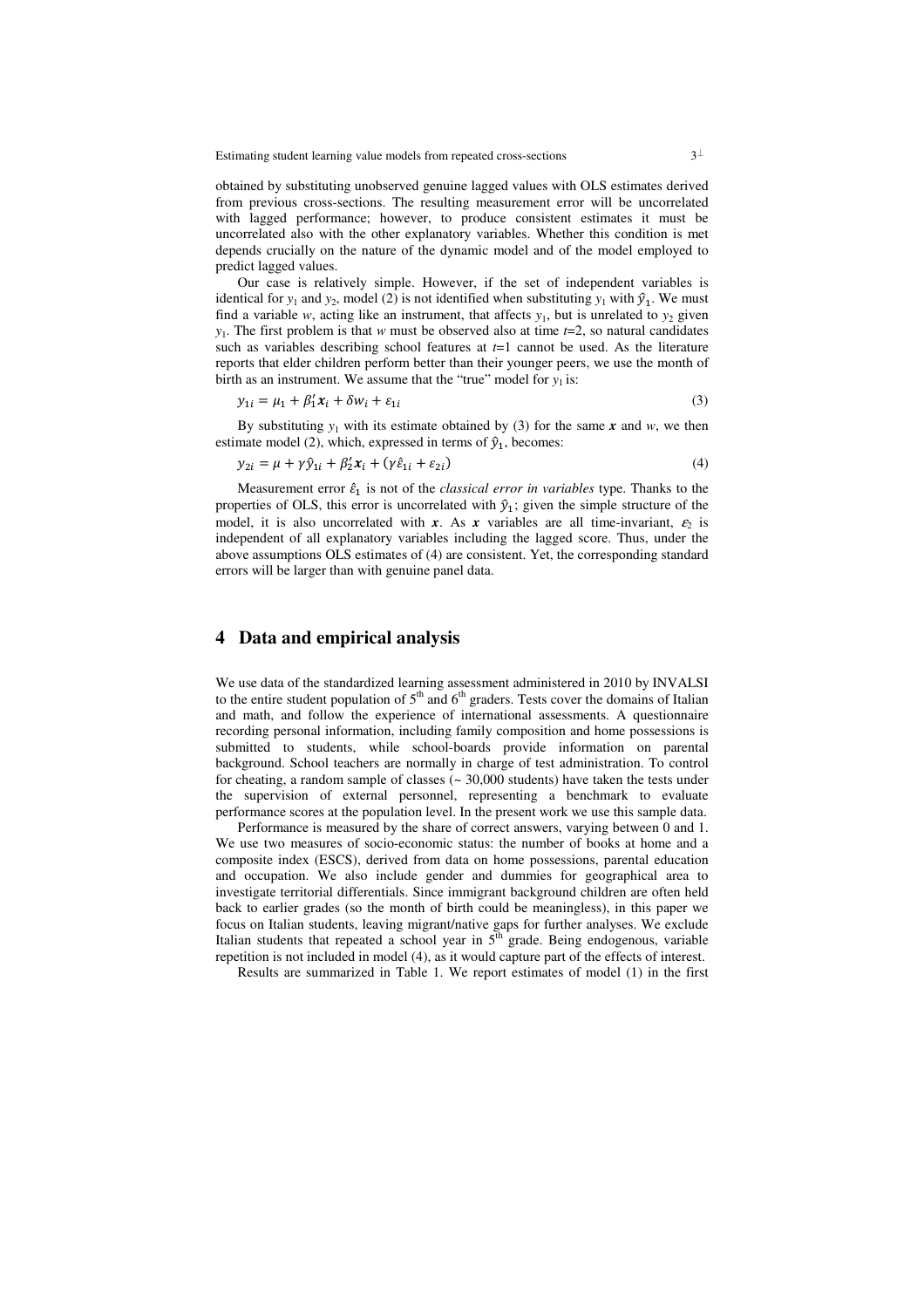obtained by substituting unobserved genuine lagged values with OLS estimates derived from previous cross-sections. The resulting measurement error will be uncorrelated with lagged performance; however, to produce consistent estimates it must be uncorrelated also with the other explanatory variables. Whether this condition is met depends crucially on the nature of the dynamic model and of the model employed to predict lagged values.

Our case is relatively simple. However, if the set of independent variables is identical for $y_1$ and $y_2$, model (2) is not identified when substituting $y_1$ with $\hat{y}_1$. We must find a variable $w$, acting like an instrument, that affects $y_1$, but is unrelated to $y_2$ given $y_1$. The first problem is that $w$ must be observed also at time $t$=2, so natural candidates such as variables describing school features at $t$=1 cannot be used. As the literature reports that elder children perform better than their younger peers, we use the month of birth as an instrument. We assume that the "true" model for $y_1$ is:

$$y_{1i} = \mu_1 + \beta_1' \boldsymbol{x}_i + \delta w_i + \varepsilon_{1i} \tag{3}$$

By substituting $y_1$ with its estimate obtained by (3) for the same $\boldsymbol{x}$ and $w$, we then estimate model (2), which, expressed in terms of $\hat{y}_1$, becomes:

$$y_{2i} = \mu + \gamma \hat{y}_{1i} + \beta_2' \boldsymbol{x}_i + (\gamma \hat{\varepsilon}_{1i} + \varepsilon_{2i}) \tag{4}$$

Measurement error $\hat{\varepsilon}_1$ is not of the *classical error in variables* type. Thanks to the properties of OLS, this error is uncorrelated with $\hat{y}_1$; given the simple structure of the model, it is also uncorrelated with $\boldsymbol{x}$. As $\boldsymbol{x}$ variables are all time-invariant, $\varepsilon_2$ is independent of all explanatory variables including the lagged score. Thus, under the above assumptions OLS estimates of (4) are consistent. Yet, the corresponding standard errors will be larger than with genuine panel data.

# 4 Data and empirical analysis

We use data of the standardized learning assessment administered in 2010 by INVALSI to the entire student population of 5th and 6th graders. Tests cover the domains of Italian and math, and follow the experience of international assessments. A questionnaire recording personal information, including family composition and home possessions is submitted to students, while school-boards provide information on parental background. School teachers are normally in charge of test administration. To control for cheating, a random sample of classes (~ 30,000 students) have taken the tests under the supervision of external personnel, representing a benchmark to evaluate performance scores at the population level. In the present work we use this sample data.

Performance is measured by the share of correct answers, varying between 0 and 1. We use two measures of socio-economic status: the number of books at home and a composite index (ESCS), derived from data on home possessions, parental education and occupation. We also include gender and dummies for geographical area to investigate territorial differentials. Since immigrant background children are often held back to earlier grades (so the month of birth could be meaningless), in this paper we focus on Italian students, leaving migrant/native gaps for further analyses. We exclude Italian students that repeated a school year in 5th grade. Being endogenous, variable repetition is not included in model (4), as it would capture part of the effects of interest.

Results are summarized in Table 1. We report estimates of model (1) in the first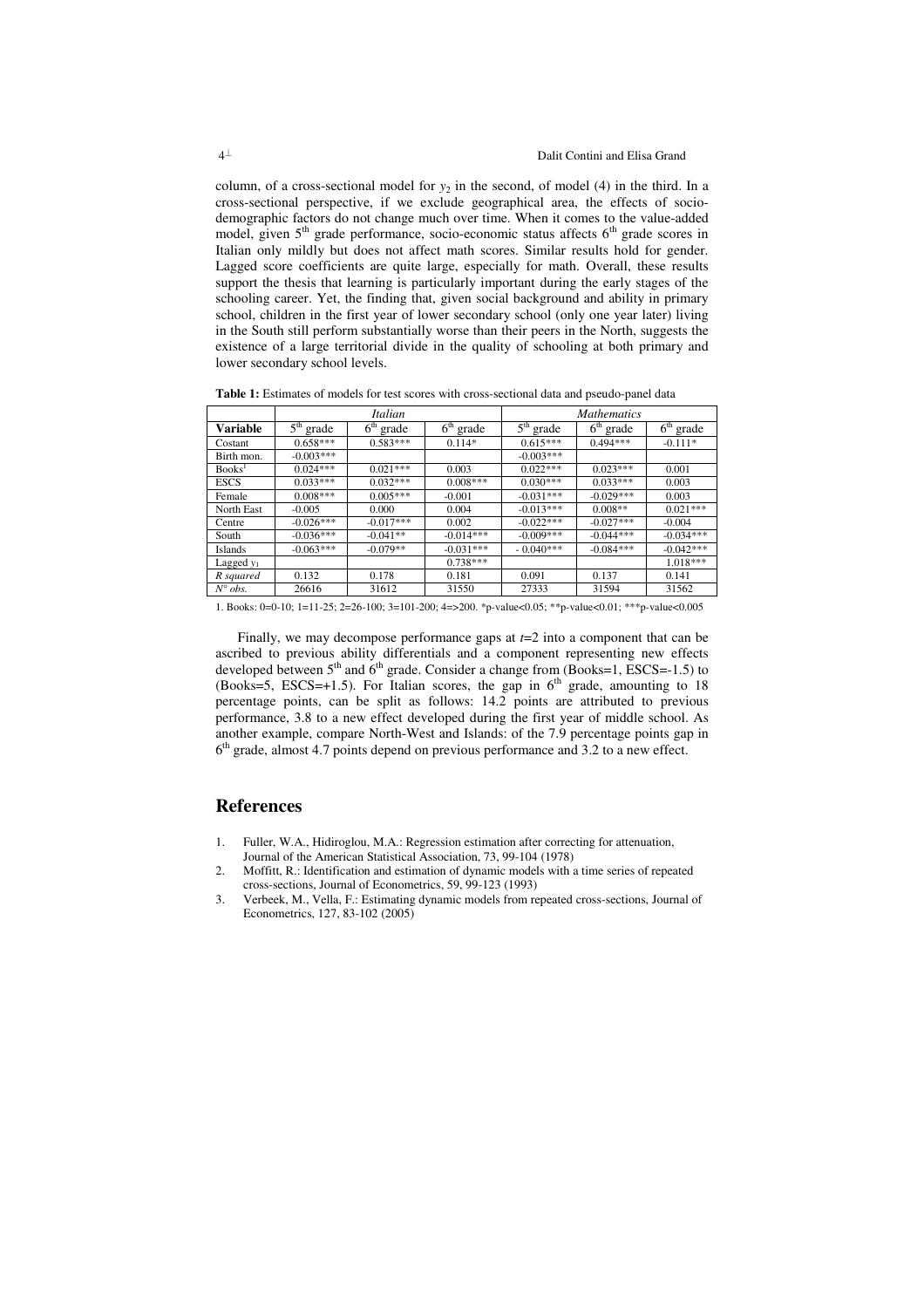column, of a cross-sectional model for $y_2$ in the second, of model (4) in the third. In a cross-sectional perspective, if we exclude geographical area, the effects of socio-demographic factors do not change much over time. When it comes to the value-added model, given 5[th] grade performance, socio-economic status affects 6[th] grade scores in Italian only mildly but does not affect math scores. Similar results hold for gender. Lagged score coefficients are quite large, especially for math. Overall, these results support the thesis that learning is particularly important during the early stages of the schooling career. Yet, the finding that, given social background and ability in primary school, children in the first year of lower secondary school (only one year later) living in the South still perform substantially worse than their peers in the North, suggests the existence of a large territorial divide in the quality of schooling at both primary and lower secondary school levels.

**Table 1:** Estimates of models for test scores with cross-sectional data and pseudo-panel data

| | *Italian* | | | *Mathematics* | | |
|---|---|---|---|---|---|---|
| **Variable** | 5[th] grade | 6[th] grade | 6[th] grade | 5[th] grade | 6[th] grade | 6[th] grade |
| Costant | 0.658*** | 0.583*** | 0.114* | 0.615*** | 0.494*** | -0.111* |
| Birth mon. | -0.003*** | | | -0.003*** | | |
| Books[1] | 0.024*** | 0.021*** | 0.003 | 0.022*** | 0.023*** | 0.001 |
| ESCS | 0.033*** | 0.032*** | 0.008*** | 0.030*** | 0.033*** | 0.003 |
| Female | 0.008*** | 0.005*** | -0.001 | -0.031*** | -0.029*** | 0.003 |
| North East | -0.005 | 0.000 | 0.004 | -0.013*** | 0.008** | 0.021*** |
| Centre | -0.026*** | -0.017*** | 0.002 | -0.022*** | -0.027*** | -0.004 |
| South | -0.036*** | -0.041** | -0.014*** | -0.009*** | -0.044*** | -0.034*** |
| Islands | -0.063*** | -0.079** | -0.031*** | - 0.040*** | -0.084*** | -0.042*** |
| Lagged $y_1$ | | | 0.738*** | | | 1.018*** |
| *R squared* | 0.132 | 0.178 | 0.181 | 0.091 | 0.137 | 0.141 |
| *N° obs.* | 26616 | 31612 | 31550 | 27333 | 31594 | 31562 |

1. Books: 0=0-10; 1=11-25; 2=26-100; 3=101-200; 4=>200. *p-value<0.05; **p-value<0.01; ***p-value<0.005

Finally, we may decompose performance gaps at $t$=2 into a component that can be ascribed to previous ability differentials and a component representing new effects developed between 5[th] and 6[th] grade. Consider a change from (Books=1, ESCS=-1.5) to (Books=5, ESCS=+1.5). For Italian scores, the gap in 6[th] grade, amounting to 18 percentage points, can be split as follows: 14.2 points are attributed to previous performance, 3.8 to a new effect developed during the first year of middle school. As another example, compare North-West and Islands: of the 7.9 percentage points gap in 6[th] grade, almost 4.7 points depend on previous performance and 3.2 to a new effect.

## References

1. Fuller, W.A., Hidiroglou, M.A.: Regression estimation after correcting for attenuation, Journal of the American Statistical Association, 73, 99-104 (1978)
2. Moffitt, R.: Identification and estimation of dynamic models with a time series of repeated cross-sections, Journal of Econometrics, 59, 99-123 (1993)
3. Verbeek, M., Vella, F.: Estimating dynamic models from repeated cross-sections, Journal of Econometrics, 127, 83-102 (2005)